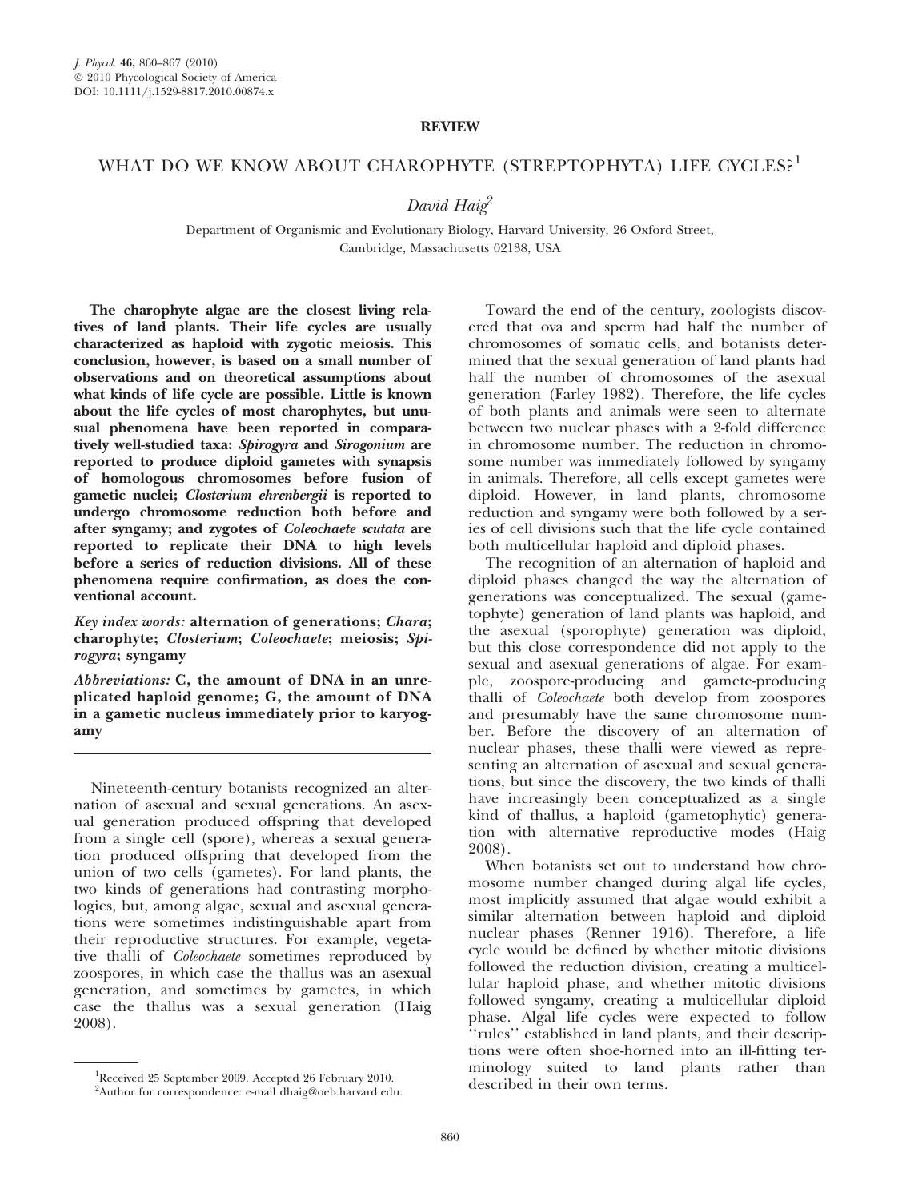REVIEW

# WHAT DO WE KNOW ABOUT CHAROPHYTE (STREPTOPHYTA) LIFE CYCLES?[1]

*David Haig*[2]

Department of Organismic and Evolutionary Biology, Harvard University, 26 Oxford Street, Cambridge, Massachusetts 02138, USA

**The charophyte algae are the closest living relatives of land plants. Their life cycles are usually characterized as haploid with zygotic meiosis. This conclusion, however, is based on a small number of observations and on theoretical assumptions about what kinds of life cycle are possible. Little is known about the life cycles of most charophytes, but unusual phenomena have been reported in comparatively well-studied taxa: *Spirogyra* and *Sirogonium* are reported to produce diploid gametes with synapsis of homologous chromosomes before fusion of gametic nuclei; *Closterium ehrenbergii* is reported to undergo chromosome reduction both before and after syngamy; and zygotes of *Coleochaete scutata* are reported to replicate their DNA to high levels before a series of reduction divisions. All of these phenomena require confirmation, as does the conventional account.**

*Key index words:* **alternation of generations; *Chara*; charophyte; *Closterium*; *Coleochaete*; meiosis; *Spirogyra*; syngamy**

*Abbreviations:* **C, the amount of DNA in an unreplicated haploid genome; G, the amount of DNA in a gametic nucleus immediately prior to karyogamy**

Nineteenth-century botanists recognized an alternation of asexual and sexual generations. An asexual generation produced offspring that developed from a single cell (spore), whereas a sexual generation produced offspring that developed from the union of two cells (gametes). For land plants, the two kinds of generations had contrasting morphologies, but, among algae, sexual and asexual generations were sometimes indistinguishable apart from their reproductive structures. For example, vegetative thalli of *Coleochaete* sometimes reproduced by zoospores, in which case the thallus was an asexual generation, and sometimes by gametes, in which case the thallus was a sexual generation (Haig 2008).

Toward the end of the century, zoologists discovered that ova and sperm had half the number of chromosomes of somatic cells, and botanists determined that the sexual generation of land plants had half the number of chromosomes of the asexual generation (Farley 1982). Therefore, the life cycles of both plants and animals were seen to alternate between two nuclear phases with a 2-fold difference in chromosome number. The reduction in chromosome number was immediately followed by syngamy in animals. Therefore, all cells except gametes were diploid. However, in land plants, chromosome reduction and syngamy were both followed by a series of cell divisions such that the life cycle contained both multicellular haploid and diploid phases.

The recognition of an alternation of haploid and diploid phases changed the way the alternation of generations was conceptualized. The sexual (gametophyte) generation of land plants was haploid, and the asexual (sporophyte) generation was diploid, but this close correspondence did not apply to the sexual and asexual generations of algae. For example, zoospore-producing and gamete-producing thalli of *Coleochaete* both develop from zoospores and presumably have the same chromosome number. Before the discovery of an alternation of nuclear phases, these thalli were viewed as representing an alternation of asexual and sexual generations, but since the discovery, the two kinds of thalli have increasingly been conceptualized as a single kind of thallus, a haploid (gametophytic) generation with alternative reproductive modes (Haig 2008).

When botanists set out to understand how chromosome number changed during algal life cycles, most implicitly assumed that algae would exhibit a similar alternation between haploid and diploid nuclear phases (Renner 1916). Therefore, a life cycle would be defined by whether mitotic divisions followed the reduction division, creating a multicellular haploid phase, and whether mitotic divisions followed syngamy, creating a multicellular diploid phase. Algal life cycles were expected to follow ''rules'' established in land plants, and their descriptions were often shoe-horned into an ill-fitting terminology suited to land plants rather than described in their own terms.

[1]Received 25 September 2009. Accepted 26 February 2010.

[2]Author for correspondence: e-mail dhaig@oeb.harvard.edu.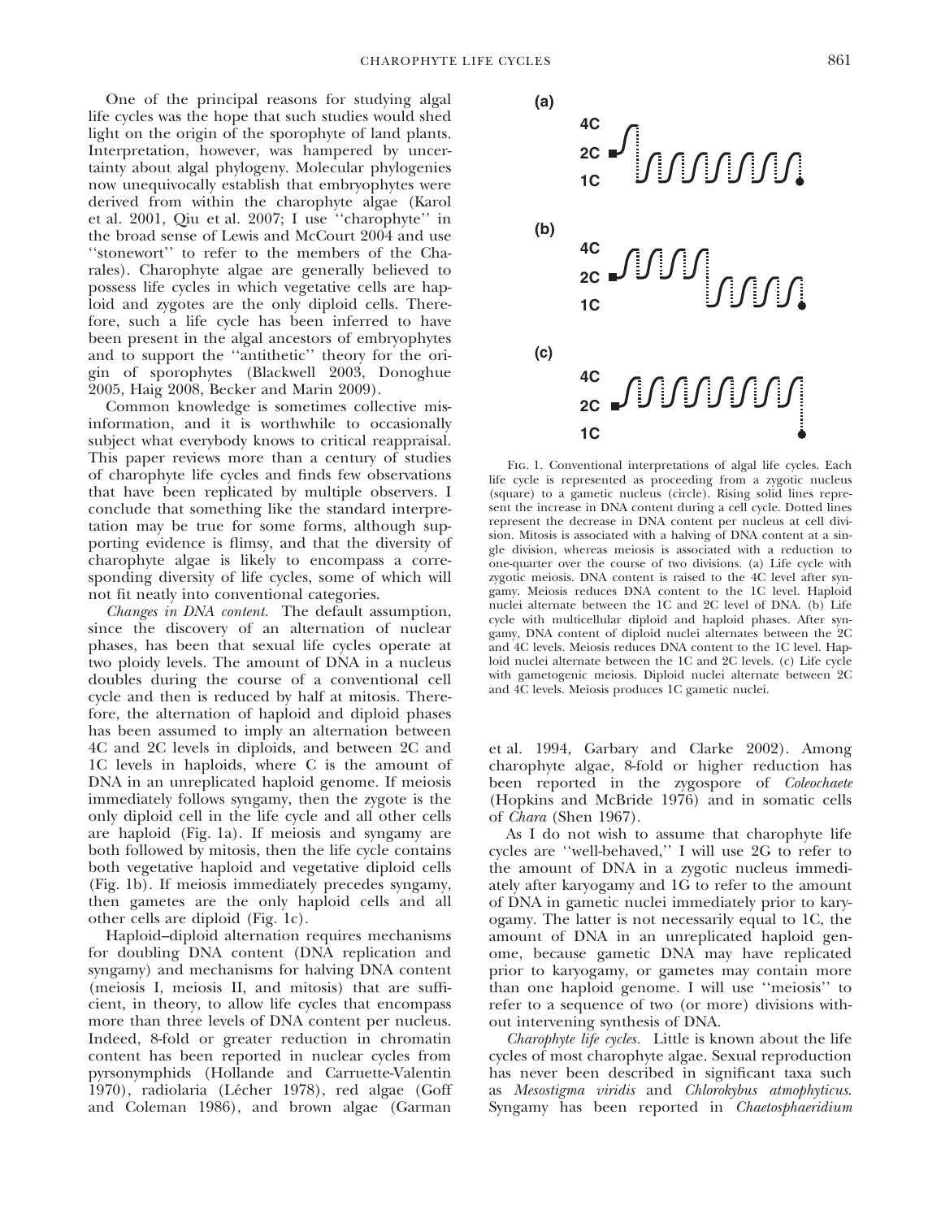One of the principal reasons for studying algal life cycles was the hope that such studies would shed light on the origin of the sporophyte of land plants. Interpretation, however, was hampered by uncertainty about algal phylogeny. Molecular phylogenies now unequivocally establish that embryophytes were derived from within the charophyte algae (Karol et al. 2001, Qiu et al. 2007; I use ''charophyte'' in the broad sense of Lewis and McCourt 2004 and use ''stonewort'' to refer to the members of the Charales). Charophyte algae are generally believed to possess life cycles in which vegetative cells are haploid and zygotes are the only diploid cells. Therefore, such a life cycle has been inferred to have been present in the algal ancestors of embryophytes and to support the ''antithetic'' theory for the origin of sporophytes (Blackwell 2003, Donoghue 2005, Haig 2008, Becker and Marin 2009).

Common knowledge is sometimes collective misinformation, and it is worthwhile to occasionally subject what everybody knows to critical reappraisal. This paper reviews more than a century of studies of charophyte life cycles and finds few observations that have been replicated by multiple observers. I conclude that something like the standard interpretation may be true for some forms, although supporting evidence is flimsy, and that the diversity of charophyte algae is likely to encompass a corresponding diversity of life cycles, some of which will not fit neatly into conventional categories.

*Changes in DNA content.* The default assumption, since the discovery of an alternation of nuclear phases, has been that sexual life cycles operate at two ploidy levels. The amount of DNA in a nucleus doubles during the course of a conventional cell cycle and then is reduced by half at mitosis. Therefore, the alternation of haploid and diploid phases has been assumed to imply an alternation between 4C and 2C levels in diploids, and between 2C and 1C levels in haploids, where C is the amount of DNA in an unreplicated haploid genome. If meiosis immediately follows syngamy, then the zygote is the only diploid cell in the life cycle and all other cells are haploid (Fig. 1a). If meiosis and syngamy are both followed by mitosis, then the life cycle contains both vegetative haploid and vegetative diploid cells (Fig. 1b). If meiosis immediately precedes syngamy, then gametes are the only haploid cells and all other cells are diploid (Fig. 1c).

Haploid–diploid alternation requires mechanisms for doubling DNA content (DNA replication and syngamy) and mechanisms for halving DNA content (meiosis I, meiosis II, and mitosis) that are sufficient, in theory, to allow life cycles that encompass more than three levels of DNA content per nucleus. Indeed, 8-fold or greater reduction in chromatin content has been reported in nuclear cycles from pyrsonymphids (Hollande and Carruette-Valentin 1970), radiolaria (Lécher 1978), red algae (Goff and Coleman 1986), and brown algae (Garman et al. 1994, Garbary and Clarke 2002). Among charophyte algae, 8-fold or higher reduction has been reported in the zygospore of *Coleochaete* (Hopkins and McBride 1976) and in somatic cells of *Chara* (Shen 1967).

Fig. 1. Conventional interpretations of algal life cycles. Each life cycle is represented as proceeding from a zygotic nucleus (square) to a gametic nucleus (circle). Rising solid lines represent the increase in DNA content during a cell cycle. Dotted lines represent the decrease in DNA content per nucleus at cell division. Mitosis is associated with a halving of DNA content at a single division, whereas meiosis is associated with a reduction to one-quarter over the course of two divisions. (a) Life cycle with zygotic meiosis. DNA content is raised to the 4C level after syngamy. Meiosis reduces DNA content to the 1C level. Haploid nuclei alternate between the 1C and 2C level of DNA. (b) Life cycle with multicellular diploid and haploid phases. After syngamy, DNA content of diploid nuclei alternates between the 2C and 4C levels. Meiosis reduces DNA content to the 1C level. Haploid nuclei alternate between the 1C and 2C levels. (c) Life cycle with gametogenic meiosis. Diploid nuclei alternate between 2C and 4C levels. Meiosis produces 1C gametic nuclei.

As I do not wish to assume that charophyte life cycles are ''well-behaved,'' I will use 2G to refer to the amount of DNA in a zygotic nucleus immediately after karyogamy and 1G to refer to the amount of DNA in gametic nuclei immediately prior to karyogamy. The latter is not necessarily equal to 1C, the amount of DNA in an unreplicated haploid genome, because gametic DNA may have replicated prior to karyogamy, or gametes may contain more than one haploid genome. I will use ''meiosis'' to refer to a sequence of two (or more) divisions without intervening synthesis of DNA.

*Charophyte life cycles.* Little is known about the life cycles of most charophyte algae. Sexual reproduction has never been described in significant taxa such as *Mesostigma viridis* and *Chlorokybus atmophyticus*. Syngamy has been reported in *Chaetosphaeridium*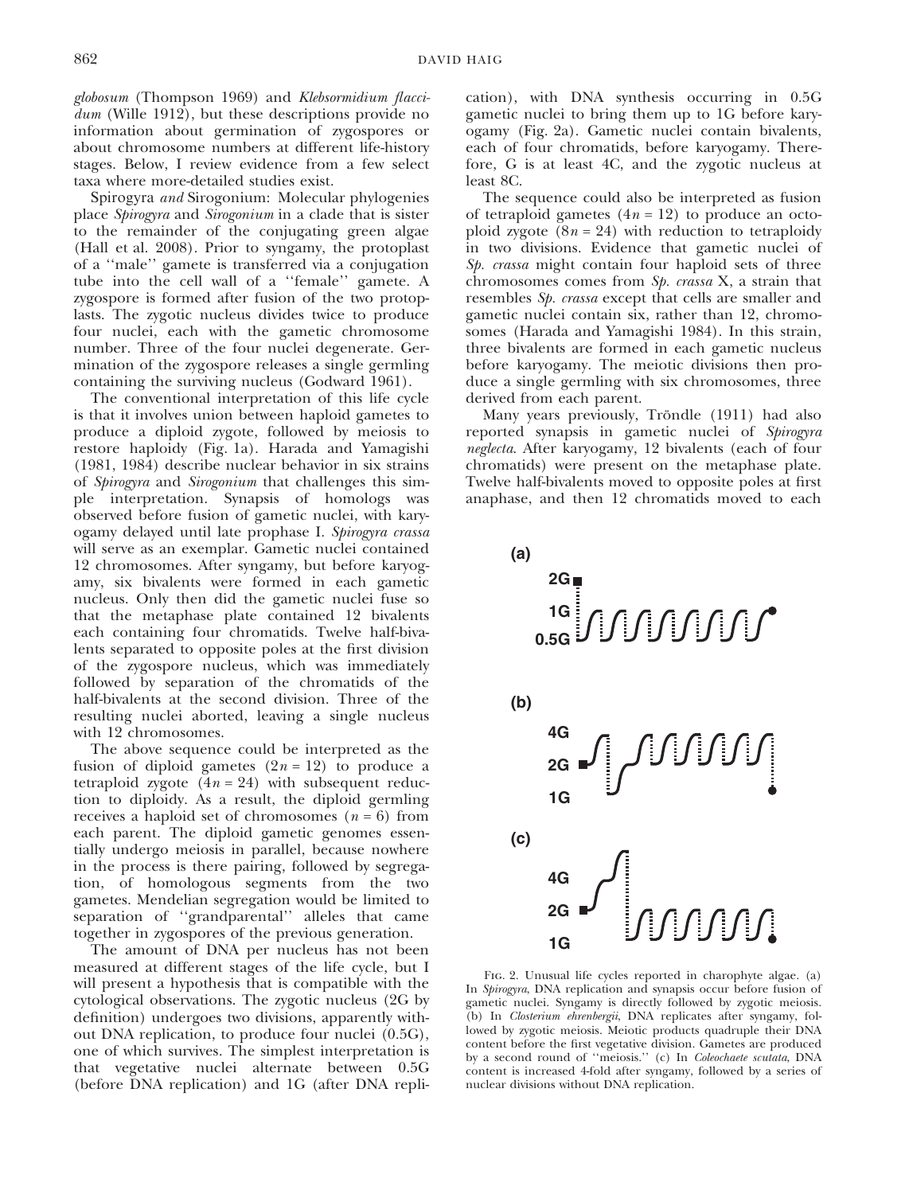*globosum* (Thompson 1969) and *Klebsormidium flaccidum* (Wille 1912), but these descriptions provide no information about germination of zygospores or about chromosome numbers at different life-history stages. Below, I review evidence from a few select taxa where more-detailed studies exist.

*Spirogyra and Sirogonium*: Molecular phylogenies place *Spirogyra* and *Sirogonium* in a clade that is sister to the remainder of the conjugating green algae (Hall et al. 2008). Prior to syngamy, the protoplast of a ''male'' gamete is transferred via a conjugation tube into the cell wall of a ''female'' gamete. A zygospore is formed after fusion of the two protoplasts. The zygotic nucleus divides twice to produce four nuclei, each with the gametic chromosome number. Three of the four nuclei degenerate. Germination of the zygospore releases a single germling containing the surviving nucleus (Godward 1961).

The conventional interpretation of this life cycle is that it involves union between haploid gametes to produce a diploid zygote, followed by meiosis to restore haploidy (Fig. 1a). Harada and Yamagishi (1981, 1984) describe nuclear behavior in six strains of *Spirogyra* and *Sirogonium* that challenges this simple interpretation. Synapsis of homologs was observed before fusion of gametic nuclei, with karyogamy delayed until late prophase I. *Spirogyra crassa* will serve as an exemplar. Gametic nuclei contained 12 chromosomes. After syngamy, but before karyogamy, six bivalents were formed in each gametic nucleus. Only then did the gametic nuclei fuse so that the metaphase plate contained 12 bivalents each containing four chromatids. Twelve half-bivalents separated to opposite poles at the first division of the zygospore nucleus, which was immediately followed by separation of the chromatids of the half-bivalents at the second division. Three of the resulting nuclei aborted, leaving a single nucleus with 12 chromosomes.

The above sequence could be interpreted as the fusion of diploid gametes ($2n = 12$) to produce a tetraploid zygote ($4n = 24$) with subsequent reduction to diploidy. As a result, the diploid germling receives a haploid set of chromosomes ($n = 6$) from each parent. The diploid gametic genomes essentially undergo meiosis in parallel, because nowhere in the process is there pairing, followed by segregation, of homologous segments from the two gametes. Mendelian segregation would be limited to separation of ''grandparental'' alleles that came together in zygospores of the previous generation.

The amount of DNA per nucleus has not been measured at different stages of the life cycle, but I will present a hypothesis that is compatible with the cytological observations. The zygotic nucleus (2G by definition) undergoes two divisions, apparently without DNA replication, to produce four nuclei (0.5G), one of which survives. The simplest interpretation is that vegetative nuclei alternate between 0.5G (before DNA replication) and 1G (after DNA replication), with DNA synthesis occurring in 0.5G gametic nuclei to bring them up to 1G before karyogamy (Fig. 2a). Gametic nuclei contain bivalents, each of four chromatids, before karyogamy. Therefore, G is at least 4C, and the zygotic nucleus at least 8C.

The sequence could also be interpreted as fusion of tetraploid gametes ($4n = 12$) to produce an octoploid zygote ($8n = 24$) with reduction to tetraploidy in two divisions. Evidence that gametic nuclei of *Sp. crassa* might contain four haploid sets of three chromosomes comes from *Sp. crassa* X, a strain that resembles *Sp. crassa* except that cells are smaller and gametic nuclei contain six, rather than 12, chromosomes (Harada and Yamagishi 1984). In this strain, three bivalents are formed in each gametic nucleus before karyogamy. The meiotic divisions then produce a single germling with six chromosomes, three derived from each parent.

Many years previously, Tröndle (1911) had also reported synapsis in gametic nuclei of *Spirogyra neglecta*. After karyogamy, 12 bivalents (each of four chromatids) were present on the metaphase plate. Twelve half-bivalents moved to opposite poles at first anaphase, and then 12 chromatids moved to each

Fig. 2. Unusual life cycles reported in charophyte algae. (a) In *Spirogyra*, DNA replication and synapsis occur before fusion of gametic nuclei. Syngamy is directly followed by zygotic meiosis. (b) In *Closterium ehrenbergii*, DNA replicates after syngamy, followed by zygotic meiosis. Meiotic products quadruple their DNA content before the first vegetative division. Gametes are produced by a second round of ''meiosis.'' (c) In *Coleochaete scutata*, DNA content is increased 4-fold after syngamy, followed by a series of nuclear divisions without DNA replication.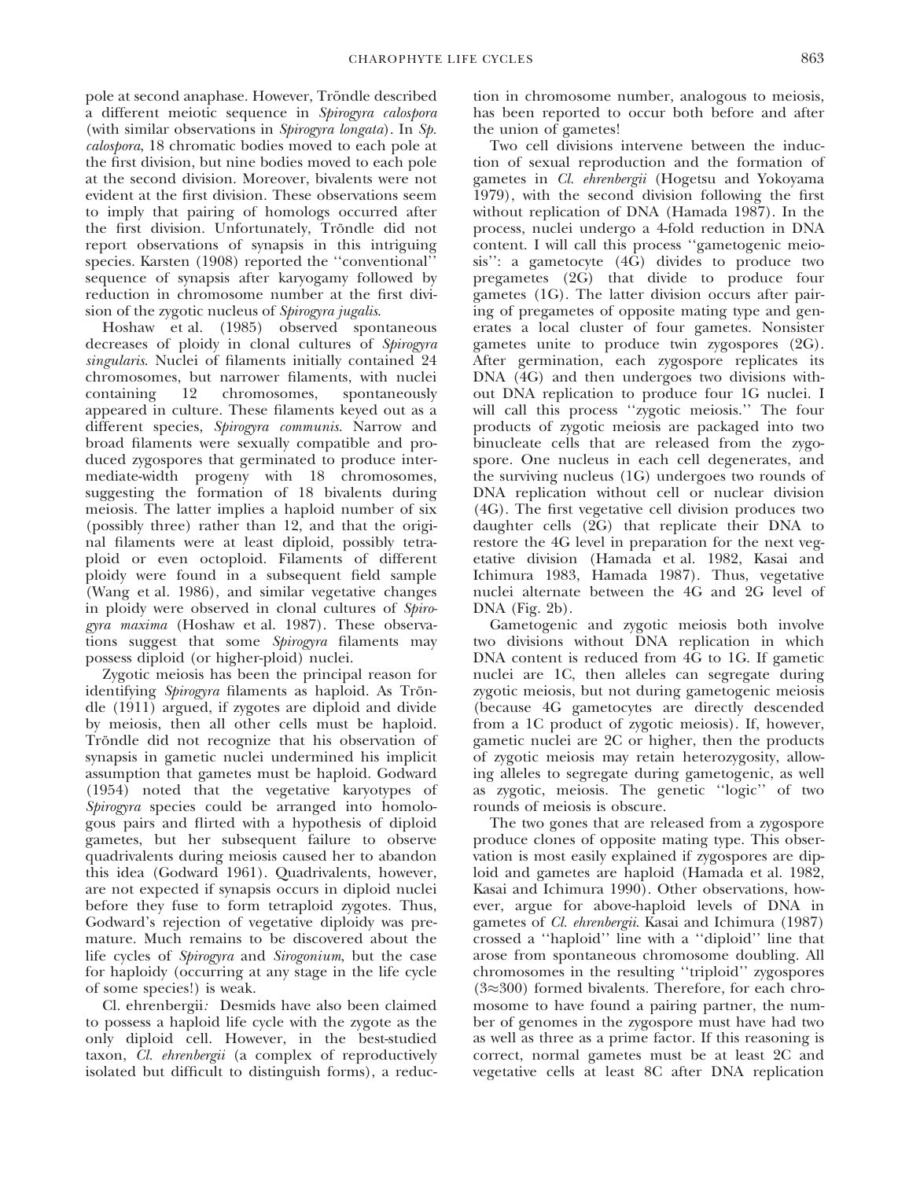pole at second anaphase. However, Tröndle described a different meiotic sequence in *Spirogyra calospora* (with similar observations in *Spirogyra longata*). In *Sp. calospora*, 18 chromatic bodies moved to each pole at the first division, but nine bodies moved to each pole at the second division. Moreover, bivalents were not evident at the first division. These observations seem to imply that pairing of homologs occurred after the first division. Unfortunately, Tröndle did not report observations of synapsis in this intriguing species. Karsten (1908) reported the ''conventional'' sequence of synapsis after karyogamy followed by reduction in chromosome number at the first division of the zygotic nucleus of *Spirogyra jugalis*.

Hoshaw et al. (1985) observed spontaneous decreases of ploidy in clonal cultures of *Spirogyra singularis*. Nuclei of filaments initially contained 24 chromosomes, but narrower filaments, with nuclei containing 12 chromosomes, spontaneously appeared in culture. These filaments keyed out as a different species, *Spirogyra communis*. Narrow and broad filaments were sexually compatible and produced zygospores that germinated to produce intermediate-width progeny with 18 chromosomes, suggesting the formation of 18 bivalents during meiosis. The latter implies a haploid number of six (possibly three) rather than 12, and that the original filaments were at least diploid, possibly tetraploid or even octoploid. Filaments of different ploidy were found in a subsequent field sample (Wang et al. 1986), and similar vegetative changes in ploidy were observed in clonal cultures of *Spirogyra maxima* (Hoshaw et al. 1987). These observations suggest that some *Spirogyra* filaments may possess diploid (or higher-ploid) nuclei.

Zygotic meiosis has been the principal reason for identifying *Spirogyra* filaments as haploid. As Tröndle (1911) argued, if zygotes are diploid and divide by meiosis, then all other cells must be haploid. Tröndle did not recognize that his observation of synapsis in gametic nuclei undermined his implicit assumption that gametes must be haploid. Godward (1954) noted that the vegetative karyotypes of *Spirogyra* species could be arranged into homologous pairs and flirted with a hypothesis of diploid gametes, but her subsequent failure to observe quadrivalents during meiosis caused her to abandon this idea (Godward 1961). Quadrivalents, however, are not expected if synapsis occurs in diploid nuclei before they fuse to form tetraploid zygotes. Thus, Godward's rejection of vegetative diploidy was premature. Much remains to be discovered about the life cycles of *Spirogyra* and *Sirogonium*, but the case for haploidy (occurring at any stage in the life cycle of some species!) is weak.

*Cl. ehrenbergii:* Desmids have also been claimed to possess a haploid life cycle with the zygote as the only diploid cell. However, in the best-studied taxon, *Cl. ehrenbergii* (a complex of reproductively isolated but difficult to distinguish forms), a reduction in chromosome number, analogous to meiosis, has been reported to occur both before and after the union of gametes!

Two cell divisions intervene between the induction of sexual reproduction and the formation of gametes in *Cl. ehrenbergii* (Hogetsu and Yokoyama 1979), with the second division following the first without replication of DNA (Hamada 1987). In the process, nuclei undergo a 4-fold reduction in DNA content. I will call this process ''gametogenic meiosis'': a gametocyte (4G) divides to produce two pregametes (2G) that divide to produce four gametes (1G). The latter division occurs after pairing of pregametes of opposite mating type and generates a local cluster of four gametes. Nonsister gametes unite to produce twin zygospores (2G). After germination, each zygospore replicates its DNA (4G) and then undergoes two divisions without DNA replication to produce four 1G nuclei. I will call this process ''zygotic meiosis.'' The four products of zygotic meiosis are packaged into two binucleate cells that are released from the zygospore. One nucleus in each cell degenerates, and the surviving nucleus (1G) undergoes two rounds of DNA replication without cell or nuclear division (4G). The first vegetative cell division produces two daughter cells (2G) that replicate their DNA to restore the 4G level in preparation for the next vegetative division (Hamada et al. 1982, Kasai and Ichimura 1983, Hamada 1987). Thus, vegetative nuclei alternate between the 4G and 2G level of DNA (Fig. 2b).

Gametogenic and zygotic meiosis both involve two divisions without DNA replication in which DNA content is reduced from 4G to 1G. If gametic nuclei are 1C, then alleles can segregate during zygotic meiosis, but not during gametogenic meiosis (because 4G gametocytes are directly descended from a 1C product of zygotic meiosis). If, however, gametic nuclei are 2C or higher, then the products of zygotic meiosis may retain heterozygosity, allowing alleles to segregate during gametogenic, as well as zygotic, meiosis. The genetic ''logic'' of two rounds of meiosis is obscure.

The two gones that are released from a zygospore produce clones of opposite mating type. This observation is most easily explained if zygospores are diploid and gametes are haploid (Hamada et al. 1982, Kasai and Ichimura 1990). Other observations, however, argue for above-haploid levels of DNA in gametes of *Cl. ehrenbergii*. Kasai and Ichimura (1987) crossed a ''haploid'' line with a ''diploid'' line that arose from spontaneous chromosome doubling. All chromosomes in the resulting ''triploid'' zygospores ($3\approx300$) formed bivalents. Therefore, for each chromosome to have found a pairing partner, the number of genomes in the zygospore must have had two as well as three as a prime factor. If this reasoning is correct, normal gametes must be at least 2C and vegetative cells at least 8C after DNA replication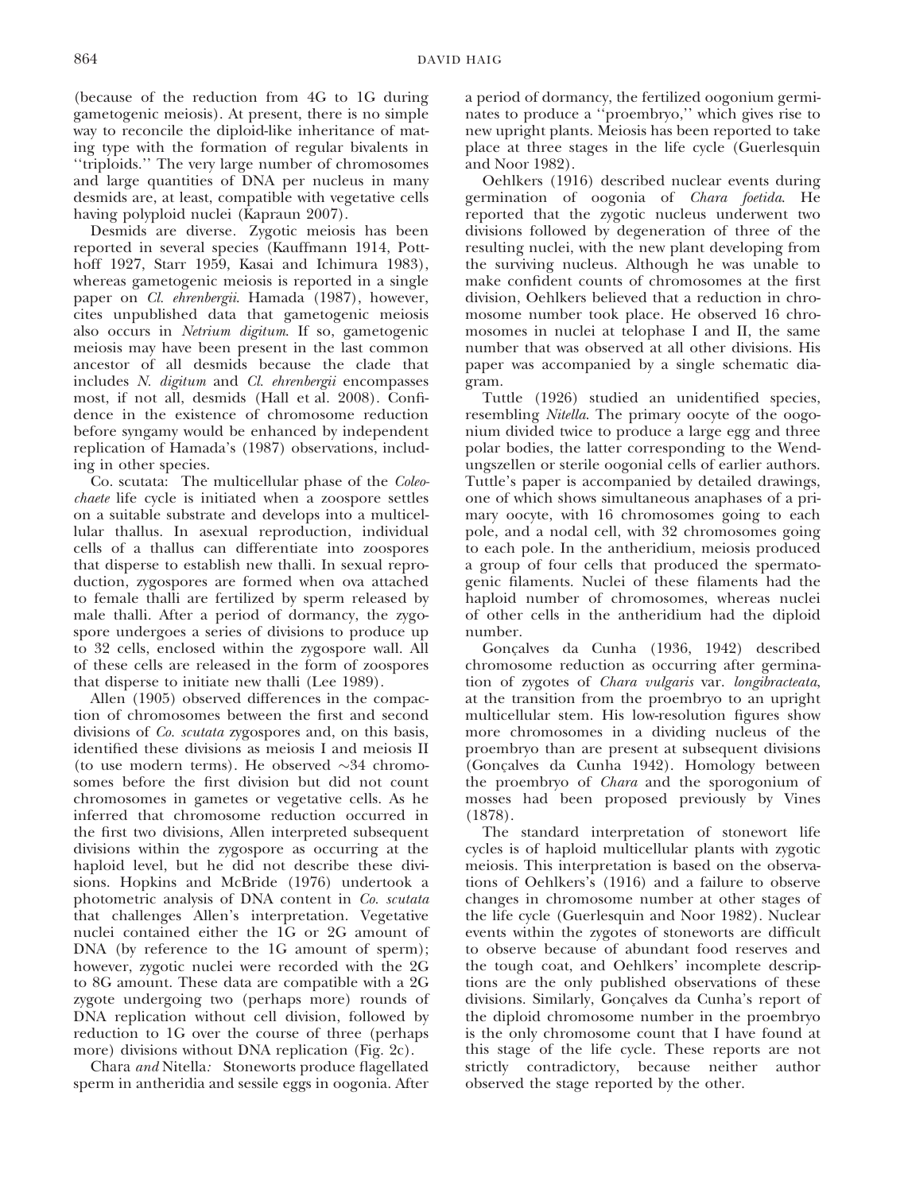(because of the reduction from 4G to 1G during gametogenic meiosis). At present, there is no simple way to reconcile the diploid-like inheritance of mating type with the formation of regular bivalents in ''triploids.'' The very large number of chromosomes and large quantities of DNA per nucleus in many desmids are, at least, compatible with vegetative cells having polyploid nuclei (Kapraun 2007).

Desmids are diverse. Zygotic meiosis has been reported in several species (Kauffmann 1914, Potthoff 1927, Starr 1959, Kasai and Ichimura 1983), whereas gametogenic meiosis is reported in a single paper on *Cl. ehrenbergii*. Hamada (1987), however, cites unpublished data that gametogenic meiosis also occurs in *Netrium digitum*. If so, gametogenic meiosis may have been present in the last common ancestor of all desmids because the clade that includes *N. digitum* and *Cl. ehrenbergii* encompasses most, if not all, desmids (Hall et al. 2008). Confidence in the existence of chromosome reduction before syngamy would be enhanced by independent replication of Hamada's (1987) observations, including in other species.

Co. scutata: The multicellular phase of the *Coleochaete* life cycle is initiated when a zoospore settles on a suitable substrate and develops into a multicellular thallus. In asexual reproduction, individual cells of a thallus can differentiate into zoospores that disperse to establish new thalli. In sexual reproduction, zygospores are formed when ova attached to female thalli are fertilized by sperm released by male thalli. After a period of dormancy, the zygospore undergoes a series of divisions to produce up to 32 cells, enclosed within the zygospore wall. All of these cells are released in the form of zoospores that disperse to initiate new thalli (Lee 1989).

Allen (1905) observed differences in the compaction of chromosomes between the first and second divisions of *Co. scutata* zygospores and, on this basis, identified these divisions as meiosis I and meiosis II (to use modern terms). He observed ~34 chromosomes before the first division but did not count chromosomes in gametes or vegetative cells. As he inferred that chromosome reduction occurred in the first two divisions, Allen interpreted subsequent divisions within the zygospore as occurring at the haploid level, but he did not describe these divisions. Hopkins and McBride (1976) undertook a photometric analysis of DNA content in *Co. scutata* that challenges Allen's interpretation. Vegetative nuclei contained either the 1G or 2G amount of DNA (by reference to the 1G amount of sperm); however, zygotic nuclei were recorded with the 2G to 8G amount. These data are compatible with a 2G zygote undergoing two (perhaps more) rounds of DNA replication without cell division, followed by reduction to 1G over the course of three (perhaps more) divisions without DNA replication (Fig. 2c).

*Chara and* Nitella*:* Stoneworts produce flagellated sperm in antheridia and sessile eggs in oogonia. After a period of dormancy, the fertilized oogonium germinates to produce a ''proembryo,'' which gives rise to new upright plants. Meiosis has been reported to take place at three stages in the life cycle (Guerlesquin and Noor 1982).

Oehlkers (1916) described nuclear events during germination of oogonia of *Chara foetida*. He reported that the zygotic nucleus underwent two divisions followed by degeneration of three of the resulting nuclei, with the new plant developing from the surviving nucleus. Although he was unable to make confident counts of chromosomes at the first division, Oehlkers believed that a reduction in chromosome number took place. He observed 16 chromosomes in nuclei at telophase I and II, the same number that was observed at all other divisions. His paper was accompanied by a single schematic diagram.

Tuttle (1926) studied an unidentified species, resembling *Nitella*. The primary oocyte of the oogonium divided twice to produce a large egg and three polar bodies, the latter corresponding to the Wendungszellen or sterile oogonial cells of earlier authors. Tuttle's paper is accompanied by detailed drawings, one of which shows simultaneous anaphases of a primary oocyte, with 16 chromosomes going to each pole, and a nodal cell, with 32 chromosomes going to each pole. In the antheridium, meiosis produced a group of four cells that produced the spermatogenic filaments. Nuclei of these filaments had the haploid number of chromosomes, whereas nuclei of other cells in the antheridium had the diploid number.

Gonçalves da Cunha (1936, 1942) described chromosome reduction as occurring after germination of zygotes of *Chara vulgaris* var. *longibracteata*, at the transition from the proembryo to an upright multicellular stem. His low-resolution figures show more chromosomes in a dividing nucleus of the proembryo than are present at subsequent divisions (Gonçalves da Cunha 1942). Homology between the proembryo of *Chara* and the sporogonium of mosses had been proposed previously by Vines (1878).

The standard interpretation of stonewort life cycles is of haploid multicellular plants with zygotic meiosis. This interpretation is based on the observations of Oehlkers's (1916) and a failure to observe changes in chromosome number at other stages of the life cycle (Guerlesquin and Noor 1982). Nuclear events within the zygotes of stoneworts are difficult to observe because of abundant food reserves and the tough coat, and Oehlkers' incomplete descriptions are the only published observations of these divisions. Similarly, Gonçalves da Cunha's report of the diploid chromosome number in the proembryo is the only chromosome count that I have found at this stage of the life cycle. These reports are not strictly contradictory, because neither author observed the stage reported by the other.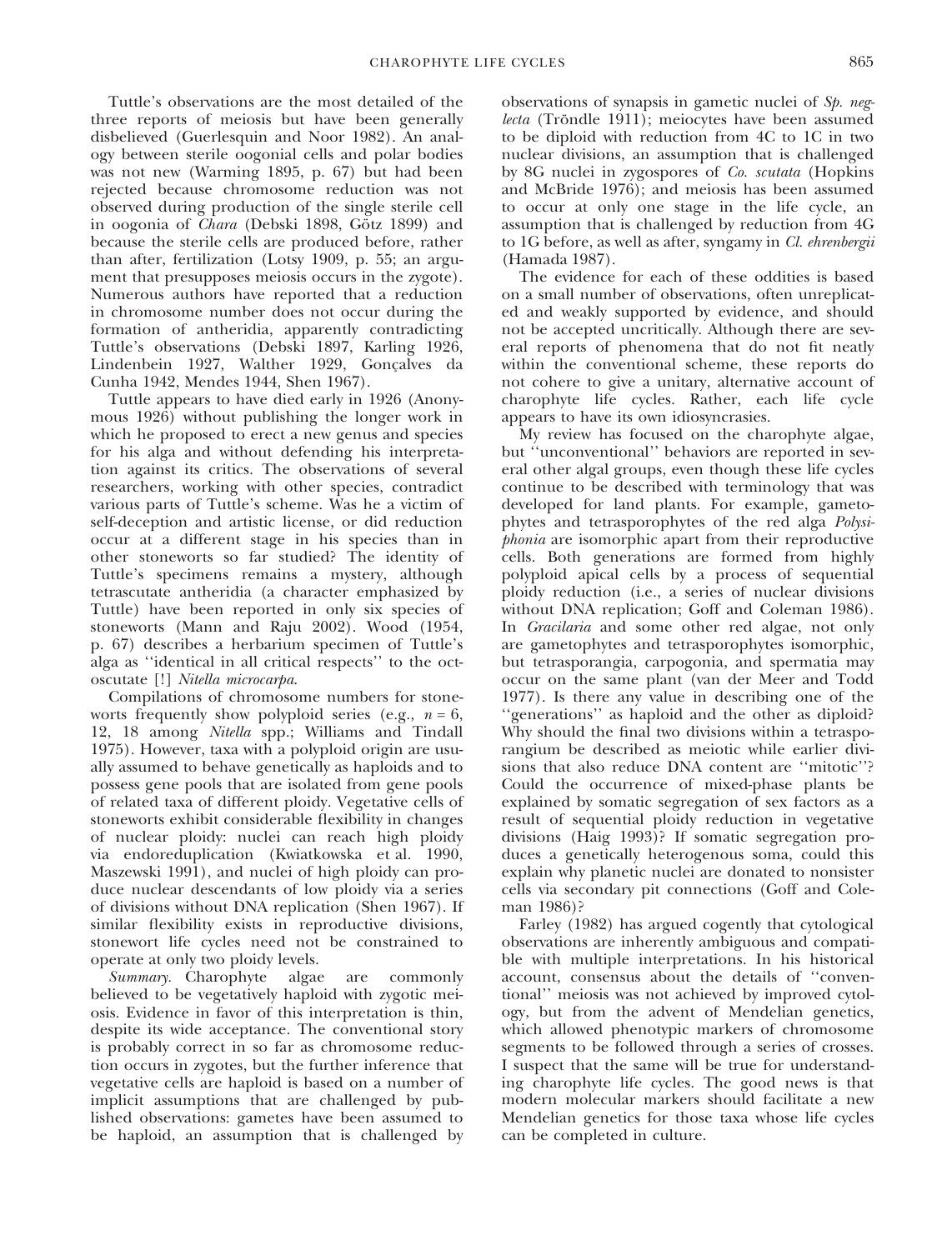Tuttle's observations are the most detailed of the three reports of meiosis but have been generally disbelieved (Guerlesquin and Noor 1982). An analogy between sterile oogonial cells and polar bodies was not new (Warming 1895, p. 67) but had been rejected because chromosome reduction was not observed during production of the single sterile cell in oogonia of *Chara* (Debski 1898, Götz 1899) and because the sterile cells are produced before, rather than after, fertilization (Lotsy 1909, p. 55; an argument that presupposes meiosis occurs in the zygote). Numerous authors have reported that a reduction in chromosome number does not occur during the formation of antheridia, apparently contradicting Tuttle's observations (Debski 1897, Karling 1926, Lindenbein 1927, Walther 1929, Gonçalves da Cunha 1942, Mendes 1944, Shen 1967).

Tuttle appears to have died early in 1926 (Anonymous 1926) without publishing the longer work in which he proposed to erect a new genus and species for his alga and without defending his interpretation against its critics. The observations of several researchers, working with other species, contradict various parts of Tuttle's scheme. Was he a victim of self-deception and artistic license, or did reduction occur at a different stage in his species than in other stoneworts so far studied? The identity of Tuttle's specimens remains a mystery, although tetrascutate antheridia (a character emphasized by Tuttle) have been reported in only six species of stoneworts (Mann and Raju 2002). Wood (1954, p. 67) describes a herbarium specimen of Tuttle's alga as ''identical in all critical respects'' to the octoscutate [!] *Nitella microcarpa*.

Compilations of chromosome numbers for stoneworts frequently show polyploid series (e.g., $n = 6$, 12, 18 among *Nitella* spp.; Williams and Tindall 1975). However, taxa with a polyploid origin are usually assumed to behave genetically as haploids and to possess gene pools that are isolated from gene pools of related taxa of different ploidy. Vegetative cells of stoneworts exhibit considerable flexibility in changes of nuclear ploidy: nuclei can reach high ploidy via endoreduplication (Kwiatkowska et al. 1990, Maszewski 1991), and nuclei of high ploidy can produce nuclear descendants of low ploidy via a series of divisions without DNA replication (Shen 1967). If similar flexibility exists in reproductive divisions, stonewort life cycles need not be constrained to operate at only two ploidy levels.

*Summary.* Charophyte algae are commonly believed to be vegetatively haploid with zygotic meiosis. Evidence in favor of this interpretation is thin, despite its wide acceptance. The conventional story is probably correct in so far as chromosome reduction occurs in zygotes, but the further inference that vegetative cells are haploid is based on a number of implicit assumptions that are challenged by published observations: gametes have been assumed to be haploid, an assumption that is challenged by observations of synapsis in gametic nuclei of *Sp. neglecta* (Tröndle 1911); meiocytes have been assumed to be diploid with reduction from 4C to 1C in two nuclear divisions, an assumption that is challenged by 8G nuclei in zygospores of *Co. scutata* (Hopkins and McBride 1976); and meiosis has been assumed to occur at only one stage in the life cycle, an assumption that is challenged by reduction from 4G to 1G before, as well as after, syngamy in *Cl. ehrenbergii* (Hamada 1987).

The evidence for each of these oddities is based on a small number of observations, often unreplicated and weakly supported by evidence, and should not be accepted uncritically. Although there are several reports of phenomena that do not fit neatly within the conventional scheme, these reports do not cohere to give a unitary, alternative account of charophyte life cycles. Rather, each life cycle appears to have its own idiosyncrasies.

My review has focused on the charophyte algae, but ''unconventional'' behaviors are reported in several other algal groups, even though these life cycles continue to be described with terminology that was developed for land plants. For example, gametophytes and tetrasporophytes of the red alga *Polysiphonia* are isomorphic apart from their reproductive cells. Both generations are formed from highly polyploid apical cells by a process of sequential ploidy reduction (i.e., a series of nuclear divisions without DNA replication; Goff and Coleman 1986). In *Gracilaria* and some other red algae, not only are gametophytes and tetrasporophytes isomorphic, but tetrasporangia, carpogonia, and spermatia may occur on the same plant (van der Meer and Todd 1977). Is there any value in describing one of the ''generations'' as haploid and the other as diploid? Why should the final two divisions within a tetrasporangium be described as meiotic while earlier divisions that also reduce DNA content are ''mitotic''? Could the occurrence of mixed-phase plants be explained by somatic segregation of sex factors as a result of sequential ploidy reduction in vegetative divisions (Haig 1993)? If somatic segregation produces a genetically heterogenous soma, could this explain why planetic nuclei are donated to nonsister cells via secondary pit connections (Goff and Coleman 1986)?

Farley (1982) has argued cogently that cytological observations are inherently ambiguous and compatible with multiple interpretations. In his historical account, consensus about the details of ''conventional'' meiosis was not achieved by improved cytology, but from the advent of Mendelian genetics, which allowed phenotypic markers of chromosome segments to be followed through a series of crosses. I suspect that the same will be true for understanding charophyte life cycles. The good news is that modern molecular markers should facilitate a new Mendelian genetics for those taxa whose life cycles can be completed in culture.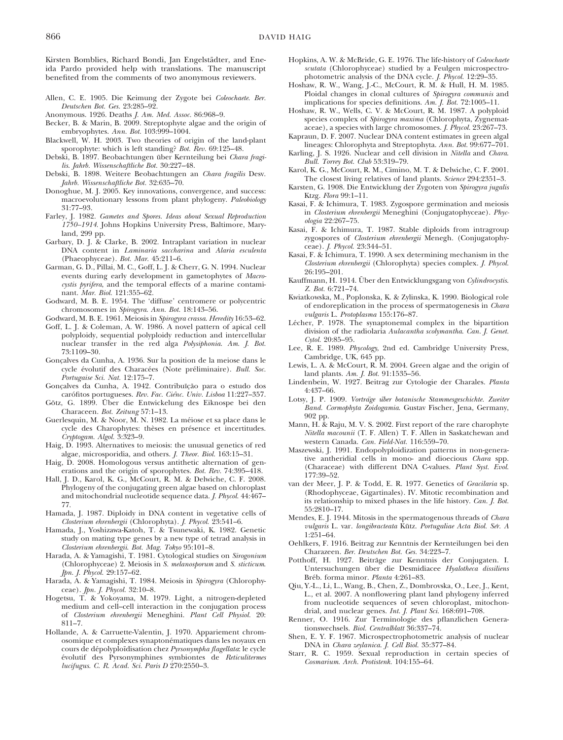Kirsten Bomblies, Richard Bondi, Jan Engelstädter, and Eneida Pardo provided help with translations. The manuscript benefited from the comments of two anonymous reviewers.

Allen, C. E. 1905. Die Keimung der Zygote bei *Coleochaete*. *Ber. Deutschen Bot. Ges.* 23:285–92.

Anonymous. 1926. Deaths *J. Am. Med. Assoc.* 86:968–9.

Becker, B. & Marin, B. 2009. Streptophyte algae and the origin of embryophytes. *Ann. Bot.* 103:999–1004.

Blackwell, W. H. 2003. Two theories of origin of the land-plant sporophyte: which is left standing? *Bot. Rev.* 69:125–48.

Debski, B. 1897. Beobachtungen über Kernteilung bei *Chara fragilis*. *Jahrb. Wissenschaftliche Bot.* 30:227–48.

Debski, B. 1898. Weitere Beobachtungen an *Chara fragilis* Desv. *Jahrb. Wissenschaftliche Bot.* 32:635–70.

Donoghue, M. J. 2005. Key innovations, convergence, and success: macroevolutionary lessons from plant phylogeny. *Paleobiology* 31:77–93.

Farley, J. 1982. *Gametes and Spores. Ideas about Sexual Reproduction 1750–1914*. Johns Hopkins University Press, Baltimore, Maryland, 299 pp.

Garbary, D. J. & Clarke, B. 2002. Intraplant variation in nuclear DNA content in *Laminaria saccharina* and *Alaria esculenta* (Phaeophyceae). *Bot. Mar.* 45:211–6.

Garman, G. D., Pillai, M. C., Goff, L. J. & Cherr, G. N. 1994. Nuclear events during early development in gametophytes of *Macrocystis pyrifera*, and the temporal effects of a marine contaminant. *Mar. Biol.* 121:355–62.

Godward, M. B. E. 1954. The 'diffuse' centromere or polycentric chromosomes in *Spirogyra*. *Ann. Bot.* 18:143–56.

Godward, M. B. E. 1961. Meiosis in *Spirogyra crassa*. *Heredity* 16:53–62.

Goff, L. J. & Coleman, A. W. 1986. A novel pattern of apical cell polyploidy, sequential polyploidy reduction and intercellular nuclear transfer in the red alga *Polysiphonia*. *Am. J. Bot.* 73:1109–30.

Gonçalves da Cunha, A. 1936. Sur la position de la meiose dans le cycle évolutif des Characées (Note préliminaire). *Bull. Soc. Portugaise Sci. Nat.* 12:175–7.

Gonçalves da Cunha, A. 1942. Contribuïção para o estudo dos carófitos portugueses. *Rev. Fac. Ciênc. Univ. Lisboa* 11:227–357.

Götz, G. 1899. Über die Entwickelung des Eiknospe bei den Characeen. *Bot. Zeitung* 57:1–13.

Guerlesquin, M. & Noor, M. N. 1982. La méiose et sa place dans le cycle des Charophytes: thèses en présence et incertitudes. *Cryptogam. Algol.* 3:323–9.

Haig, D. 1993. Alternatives to meiosis: the unusual genetics of red algae, microsporidia, and others. *J. Theor. Biol.* 163:15–31.

Haig, D. 2008. Homologous versus antithetic alternation of generations and the origin of sporophytes. *Bot. Rev.* 74:395–418.

Hall, J. D., Karol, K. G., McCourt, R. M. & Delwiche, C. F. 2008. Phylogeny of the conjugating green algae based on chloroplast and mitochondrial nucleotide sequence data. *J. Phycol.* 44:467–77.

Hamada, J. 1987. Diploidy in DNA content in vegetative cells of *Closterium ehrenbergii* (Chlorophyta). *J. Phycol.* 23:541–6.

Hamada, J., Yoshizawa-Katoh, T. & Tsunewaki, K. 1982. Genetic study on mating type genes by a new type of tetrad analysis in *Closterium ehrenbergii*. *Bot. Mag. Tokyo* 95:101–8.

Harada, A. & Yamagishi, T. 1981. Cytological studies on *Sirogonium* (Chlorophyceae) 2. Meiosis in *S. melanosporum* and *S. sticticum*. *Jpn. J. Phycol.* 29:157–62.

Harada, A. & Yamagishi, T. 1984. Meiosis in *Spirogyra* (Chlorophyceae). *Jpn. J. Phycol.* 32:10–8.

Hogetsu, T. & Yokoyama, M. 1979. Light, a nitrogen-depleted medium and cell–cell interaction in the conjugation process of *Closterium ehrenbergii* Meneghini. *Plant Cell Physiol.* 20: 811–7.

Hollande, A. & Carruette-Valentin, J. 1970. Appariement chromosomique et complexes synaptonématiques dans les noyaux en cours de dépolyploïdisation chez *Pyrsonympha flagellata*: le cycle évolutif des Pyrsonymphines symbiontes de *Reticulitermes lucifugus*. *C. R. Acad. Sci. Paris D* 270:2550–3.

Hopkins, A. W. & McBride, G. E. 1976. The life-history of *Coleochaete scutata* (Chlorophyceae) studied by a Feulgen microspectrophotometric analysis of the DNA cycle. *J. Phycol.* 12:29–35.

Hoshaw, R. W., Wang, J.-C., McCourt, R. M. & Hull, H. M. 1985. Ploidal changes in clonal cultures of *Spirogyra communis* and implications for species definitions. *Am. J. Bot.* 72:1005–11.

Hoshaw, R. W., Wells, C. V. & McCourt, R. M. 1987. A polyploid species complex of *Spirogyra maxima* (Chlorophyta, Zygnemataceae), a species with large chromosomes. *J. Phycol.* 23:267–73.

Kapraun, D. F. 2007. Nuclear DNA content estimates in green algal lineages: Chlorophyta and Streptophyta. *Ann. Bot.* 99:677–701.

Karling, J. S. 1926. Nuclear and cell division in *Nitella* and *Chara*. *Bull. Torrey Bot. Club* 53:319–79.

Karol, K. G., McCourt, R. M., Cimino, M. T. & Delwiche, C. F. 2001. The closest living relatives of land plants. *Science* 294:2351–3.

Karsten, G. 1908. Die Entwicklung der Zygoten von *Spirogyra jugalis* Ktzg. *Flora* 99:1–11.

Kasai, F. & Ichimura, T. 1983. Zygospore germination and meiosis in *Closterium ehrenbergii* Meneghini (Conjugatophyceae). *Phycologia* 22:267–75.

Kasai, F. & Ichimura, T. 1987. Stable diploids from intragroup zygospores of *Closterium ehrenbergii* Menegh. (Conjugatophyceae). *J. Phycol.* 23:344–51.

Kasai, F. & Ichimura, T. 1990. A sex determining mechanism in the *Closterium ehrenbergii* (Chlorophyta) species complex. *J. Phycol.* 26:195–201.

Kauffmann, H. 1914. Über den Entwicklungsgang von *Cylindrocystis*. *Z. Bot.* 6:721–74.

Kwiatkowska, M., Poplonska, K. & Zylinska, K. 1990. Biological role of endoreplication in the process of spermatogenesis in *Chara vulgaris* L. *Protoplasma* 155:176–87.

Lécher, P. 1978. The synaptonemal complex in the bipartition division of the radiolaria *Aulacantha scolymantha*. *Can. J. Genet. Cytol.* 20:85–95.

Lee, R. E. 1989. *Phycology*, 2nd ed. Cambridge University Press, Cambridge, UK, 645 pp.

Lewis, L. A. & McCourt, R. M. 2004. Green algae and the origin of land plants. *Am. J. Bot.* 91:1535–56.

Lindenbein, W. 1927. Beitrag zur Cytologie der Charales. *Planta* 4:437–66.

Lotsy, J. P. 1909. *Vorträge über botanische Stammesgeschichte. Zweiter Band. Cormophyta Zoidogamia*. Gustav Fischer, Jena, Germany, 902 pp.

Mann, H. & Raju, M. V. S. 2002. First report of the rare charophyte *Nitella macounii* (T. F. Allen) T. F. Allen in Saskatchewan and western Canada. *Can. Field-Nat.* 116:559–70.

Maszewski, J. 1991. Endopolyploidization patterns in non-generative antheridial cells in mono- and dioecious *Chara* spp. (Characeae) with different DNA C-values. *Plant Syst. Evol.* 177:39–52.

van der Meer, J. P. & Todd, E. R. 1977. Genetics of *Gracilaria* sp. (Rhodophyceae, Gigartinales). IV. Mitotic recombination and its relationship to mixed phases in the life history. *Can. J. Bot.* 55:2810–17.

Mendes, E. J. 1944. Mitosis in the spermatogenous threads of *Chara vulgaris* L. var. *longibracteata* Kütz. *Portugaliae Acta Biol. Sér. A* 1:251–64.

Oehlkers, F. 1916. Beitrag zur Kenntnis der Kernteilungen bei den Charazeen. *Ber. Deutschen Bot. Ges.* 34:223–7.

Potthoff, H. 1927. Beiträge zur Kenntnis der Conjugaten. I. Untersuchungen über die Desmidiacee *Hyalotheca dissiliens* Bréb. forma minor. *Planta* 4:261–83.

Qiu, Y.-L., Li, L., Wang, B., Chen, Z., Dombrovska, O., Lee, J., Kent, L., et al. 2007. A nonflowering plant land phylogeny inferred from nucleotide sequences of seven chloroplast, mitochondrial, and nuclear genes. *Int. J. Plant Sci.* 168:691–708.

Renner, O. 1916. Zur Terminologie des pflanzlichen Generationswechsels. *Biol. Centralblatt* 36:337–74.

Shen, E. Y. F. 1967. Microspectrophotometric analysis of nuclear DNA in *Chara zeylanica*. *J. Cell Biol.* 35:377–84.

Starr, R. C. 1959. Sexual reproduction in certain species of *Cosmarium*. *Arch. Protistenk.* 104:155–64.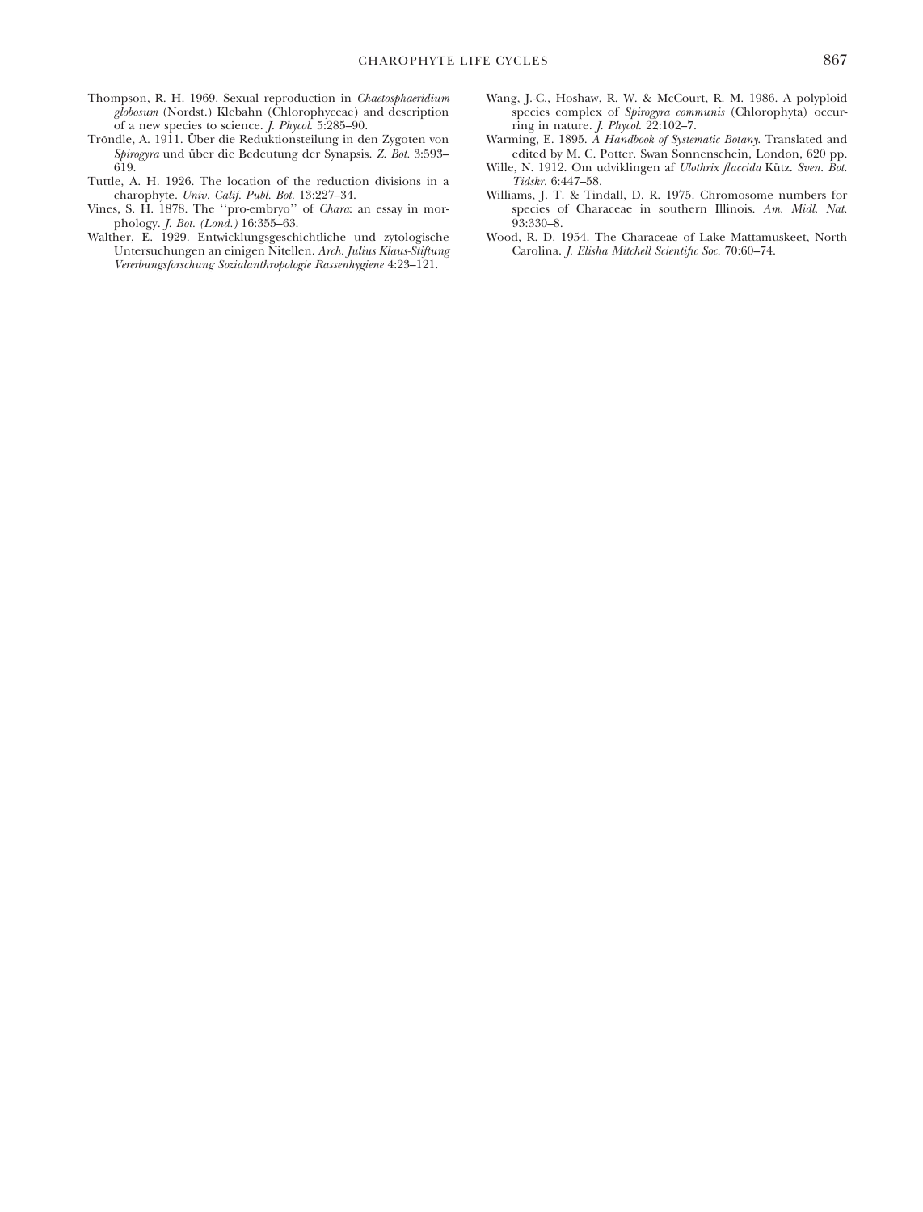Thompson, R. H. 1969. Sexual reproduction in *Chaetosphaeridium globosum* (Nordst.) Klebahn (Chlorophyceae) and description of a new species to science. *J. Phycol.* 5:285–90.

Tröndle, A. 1911. Über die Reduktionsteilung in den Zygoten von *Spirogyra* und über die Bedeutung der Synapsis. *Z. Bot.* 3:593–619.

Tuttle, A. H. 1926. The location of the reduction divisions in a charophyte. *Univ. Calif. Publ. Bot.* 13:227–34.

Vines, S. H. 1878. The ''pro-embryo'' of *Chara*: an essay in morphology. *J. Bot. (Lond.)* 16:355–63.

Walther, E. 1929. Entwicklungsgeschichtliche und zytologische Untersuchungen an einigen Nitellen. *Arch. Julius Klaus-Stiftung Vererbungsforschung Sozialanthropologie Rassenhygiene* 4:23–121.

Wang, J.-C., Hoshaw, R. W. & McCourt, R. M. 1986. A polyploid species complex of *Spirogyra communis* (Chlorophyta) occurring in nature. *J. Phycol.* 22:102–7.

Warming, E. 1895. *A Handbook of Systematic Botany*. Translated and edited by M. C. Potter. Swan Sonnenschein, London, 620 pp.

Wille, N. 1912. Om udviklingen af *Ulothrix flaccida* Kütz. *Sven. Bot. Tidskr.* 6:447–58.

Williams, J. T. & Tindall, D. R. 1975. Chromosome numbers for species of Characeae in southern Illinois. *Am. Midl. Nat.* 93:330–8.

Wood, R. D. 1954. The Characeae of Lake Mattamuskeet, North Carolina. *J. Elisha Mitchell Scientific Soc.* 70:60–74.